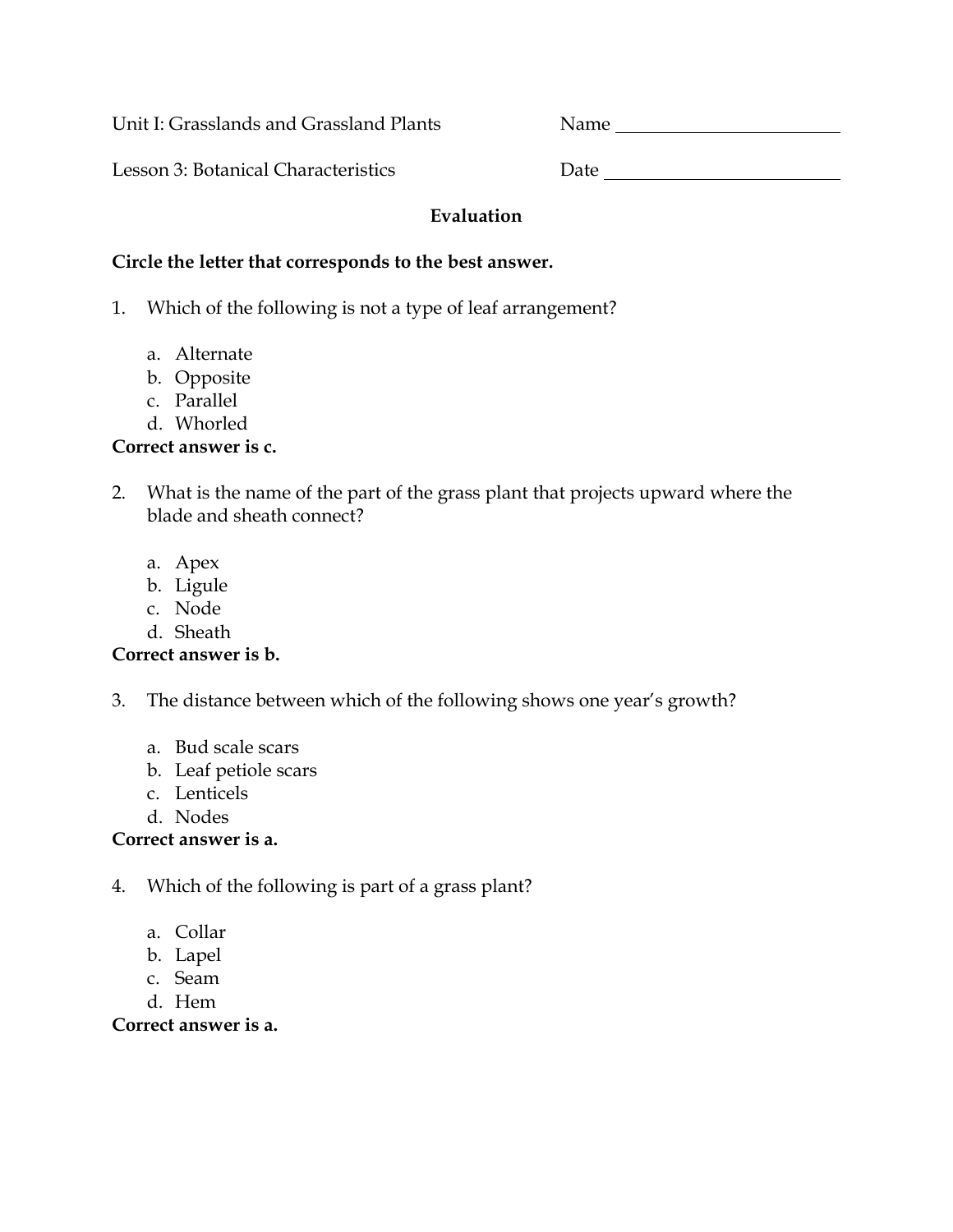Unit I: Grasslands and Grassland Plants　　　Name ____________________

Lesson 3: Botanical Characteristics　　　Date ____________________

## Evaluation

**Circle the letter that corresponds to the best answer.**

1. Which of the following is not a type of leaf arrangement?

   a. Alternate
   b. Opposite
   c. Parallel
   d. Whorled

**Correct answer is c.**

2. What is the name of the part of the grass plant that projects upward where the blade and sheath connect?

   a. Apex
   b. Ligule
   c. Node
   d. Sheath

**Correct answer is b.**

3. The distance between which of the following shows one year's growth?

   a. Bud scale scars
   b. Leaf petiole scars
   c. Lenticels
   d. Nodes

**Correct answer is a.**

4. Which of the following is part of a grass plant?

   a. Collar
   b. Lapel
   c. Seam
   d. Hem

**Correct answer is a.**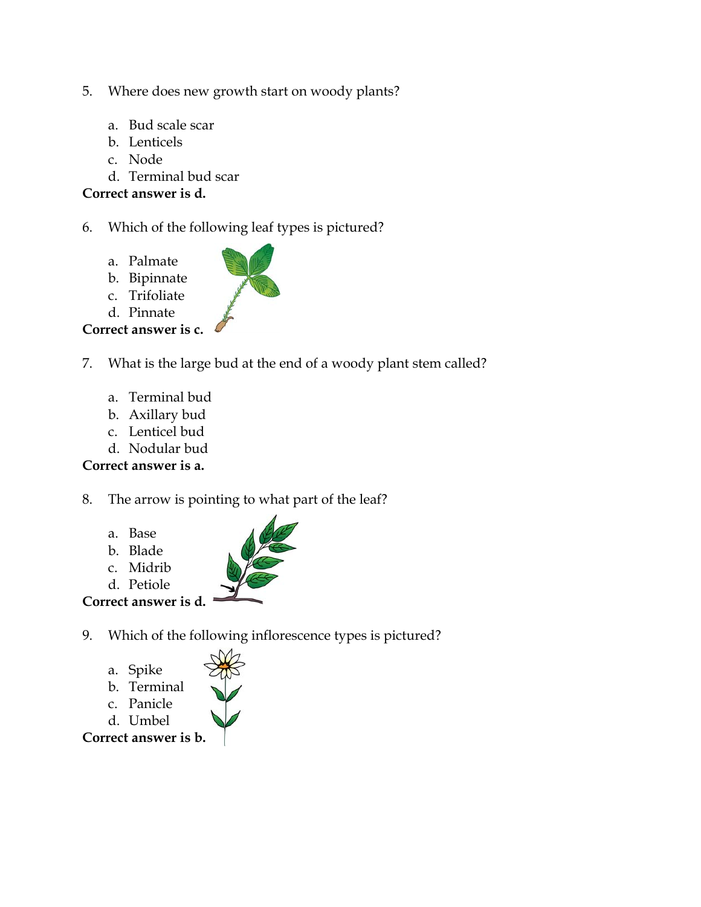5. Where does new growth start on woody plants?

   a. Bud scale scar
   b. Lenticels
   c. Node
   d. Terminal bud scar

**Correct answer is d.**

6. Which of the following leaf types is pictured?

   a. Palmate
   b. Bipinnate
   c. Trifoliate
   d. Pinnate

**Correct answer is c.**

7. What is the large bud at the end of a woody plant stem called?

   a. Terminal bud
   b. Axillary bud
   c. Lenticel bud
   d. Nodular bud

**Correct answer is a.**

8. The arrow is pointing to what part of the leaf?

   a. Base
   b. Blade
   c. Midrib
   d. Petiole

**Correct answer is d.**

9. Which of the following inflorescence types is pictured?

   a. Spike
   b. Terminal
   c. Panicle
   d. Umbel

**Correct answer is b.**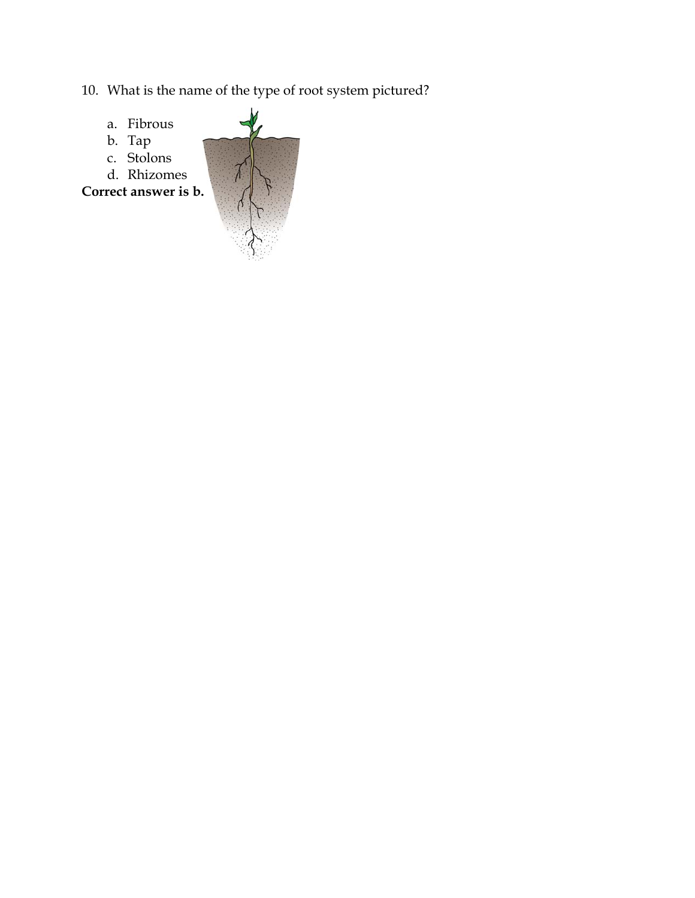10. What is the name of the type of root system pictured?

    a. Fibrous
    b. Tap
    c. Stolons
    d. Rhizomes

**Correct answer is b.**